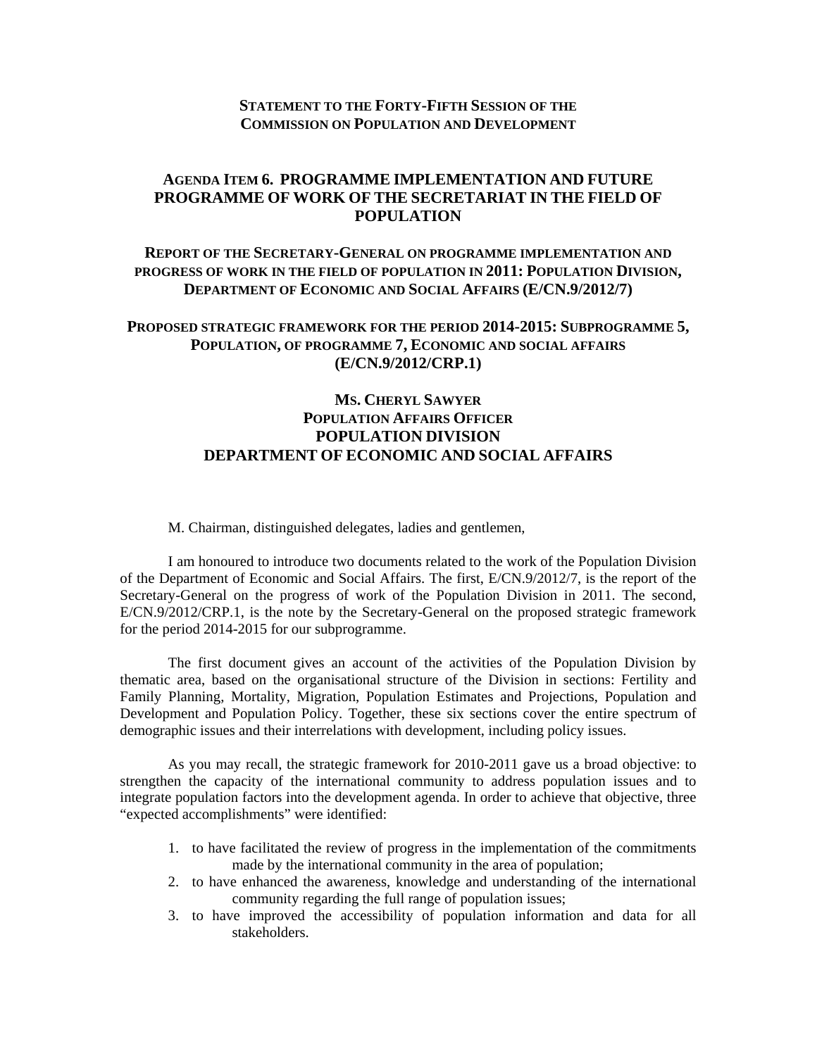**STATEMENT TO THE FORTY-FIFTH SESSION OF THE COMMISSION ON POPULATION AND DEVELOPMENT**

# AGENDA ITEM 6. PROGRAMME IMPLEMENTATION AND FUTURE PROGRAMME OF WORK OF THE SECRETARIAT IN THE FIELD OF POPULATION

## REPORT OF THE SECRETARY-GENERAL ON PROGRAMME IMPLEMENTATION AND PROGRESS OF WORK IN THE FIELD OF POPULATION IN 2011: POPULATION DIVISION, DEPARTMENT OF ECONOMIC AND SOCIAL AFFAIRS (E/CN.9/2012/7)

## PROPOSED STRATEGIC FRAMEWORK FOR THE PERIOD 2014-2015: SUBPROGRAMME 5, POPULATION, OF PROGRAMME 7, ECONOMIC AND SOCIAL AFFAIRS (E/CN.9/2012/CRP.1)

**MS. CHERYL SAWYER**
**POPULATION AFFAIRS OFFICER**
**POPULATION DIVISION**
**DEPARTMENT OF ECONOMIC AND SOCIAL AFFAIRS**

M. Chairman, distinguished delegates, ladies and gentlemen,

I am honoured to introduce two documents related to the work of the Population Division of the Department of Economic and Social Affairs. The first, E/CN.9/2012/7, is the report of the Secretary-General on the progress of work of the Population Division in 2011. The second, E/CN.9/2012/CRP.1, is the note by the Secretary-General on the proposed strategic framework for the period 2014-2015 for our subprogramme.

The first document gives an account of the activities of the Population Division by thematic area, based on the organisational structure of the Division in sections: Fertility and Family Planning, Mortality, Migration, Population Estimates and Projections, Population and Development and Population Policy. Together, these six sections cover the entire spectrum of demographic issues and their interrelations with development, including policy issues.

As you may recall, the strategic framework for 2010-2011 gave us a broad objective: to strengthen the capacity of the international community to address population issues and to integrate population factors into the development agenda. In order to achieve that objective, three "expected accomplishments" were identified:

1. to have facilitated the review of progress in the implementation of the commitments made by the international community in the area of population;
2. to have enhanced the awareness, knowledge and understanding of the international community regarding the full range of population issues;
3. to have improved the accessibility of population information and data for all stakeholders.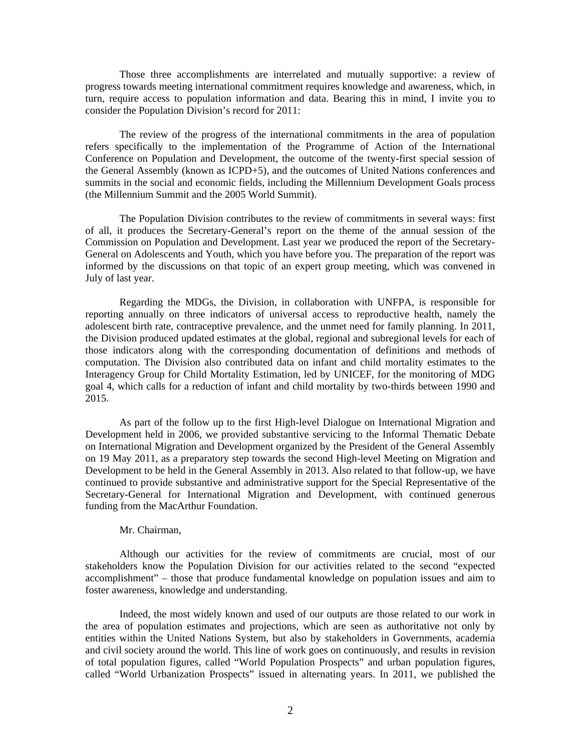Those three accomplishments are interrelated and mutually supportive: a review of progress towards meeting international commitment requires knowledge and awareness, which, in turn, require access to population information and data. Bearing this in mind, I invite you to consider the Population Division's record for 2011:

The review of the progress of the international commitments in the area of population refers specifically to the implementation of the Programme of Action of the International Conference on Population and Development, the outcome of the twenty-first special session of the General Assembly (known as ICPD+5), and the outcomes of United Nations conferences and summits in the social and economic fields, including the Millennium Development Goals process (the Millennium Summit and the 2005 World Summit).

The Population Division contributes to the review of commitments in several ways: first of all, it produces the Secretary-General's report on the theme of the annual session of the Commission on Population and Development. Last year we produced the report of the Secretary-General on Adolescents and Youth, which you have before you. The preparation of the report was informed by the discussions on that topic of an expert group meeting, which was convened in July of last year.

Regarding the MDGs, the Division, in collaboration with UNFPA, is responsible for reporting annually on three indicators of universal access to reproductive health, namely the adolescent birth rate, contraceptive prevalence, and the unmet need for family planning. In 2011, the Division produced updated estimates at the global, regional and subregional levels for each of those indicators along with the corresponding documentation of definitions and methods of computation. The Division also contributed data on infant and child mortality estimates to the Interagency Group for Child Mortality Estimation, led by UNICEF, for the monitoring of MDG goal 4, which calls for a reduction of infant and child mortality by two-thirds between 1990 and 2015.

As part of the follow up to the first High-level Dialogue on International Migration and Development held in 2006, we provided substantive servicing to the Informal Thematic Debate on International Migration and Development organized by the President of the General Assembly on 19 May 2011, as a preparatory step towards the second High-level Meeting on Migration and Development to be held in the General Assembly in 2013. Also related to that follow-up, we have continued to provide substantive and administrative support for the Special Representative of the Secretary-General for International Migration and Development, with continued generous funding from the MacArthur Foundation.

Mr. Chairman,

Although our activities for the review of commitments are crucial, most of our stakeholders know the Population Division for our activities related to the second "expected accomplishment" – those that produce fundamental knowledge on population issues and aim to foster awareness, knowledge and understanding.

Indeed, the most widely known and used of our outputs are those related to our work in the area of population estimates and projections, which are seen as authoritative not only by entities within the United Nations System, but also by stakeholders in Governments, academia and civil society around the world. This line of work goes on continuously, and results in revision of total population figures, called "World Population Prospects" and urban population figures, called "World Urbanization Prospects" issued in alternating years. In 2011, we published the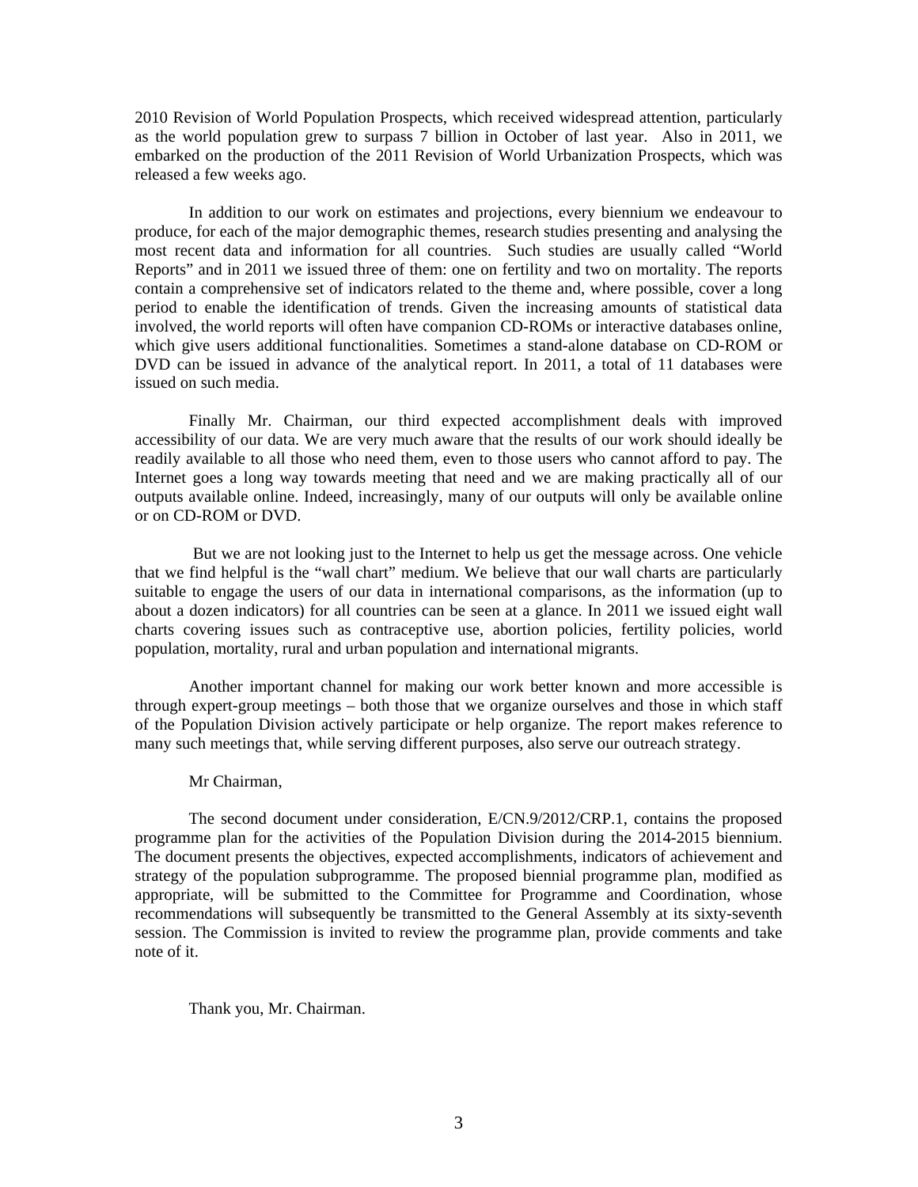2010 Revision of World Population Prospects, which received widespread attention, particularly as the world population grew to surpass 7 billion in October of last year. Also in 2011, we embarked on the production of the 2011 Revision of World Urbanization Prospects, which was released a few weeks ago.

In addition to our work on estimates and projections, every biennium we endeavour to produce, for each of the major demographic themes, research studies presenting and analysing the most recent data and information for all countries. Such studies are usually called "World Reports" and in 2011 we issued three of them: one on fertility and two on mortality. The reports contain a comprehensive set of indicators related to the theme and, where possible, cover a long period to enable the identification of trends. Given the increasing amounts of statistical data involved, the world reports will often have companion CD-ROMs or interactive databases online, which give users additional functionalities. Sometimes a stand-alone database on CD-ROM or DVD can be issued in advance of the analytical report. In 2011, a total of 11 databases were issued on such media.

Finally Mr. Chairman, our third expected accomplishment deals with improved accessibility of our data. We are very much aware that the results of our work should ideally be readily available to all those who need them, even to those users who cannot afford to pay. The Internet goes a long way towards meeting that need and we are making practically all of our outputs available online. Indeed, increasingly, many of our outputs will only be available online or on CD-ROM or DVD.

But we are not looking just to the Internet to help us get the message across. One vehicle that we find helpful is the "wall chart" medium. We believe that our wall charts are particularly suitable to engage the users of our data in international comparisons, as the information (up to about a dozen indicators) for all countries can be seen at a glance. In 2011 we issued eight wall charts covering issues such as contraceptive use, abortion policies, fertility policies, world population, mortality, rural and urban population and international migrants.

Another important channel for making our work better known and more accessible is through expert-group meetings – both those that we organize ourselves and those in which staff of the Population Division actively participate or help organize. The report makes reference to many such meetings that, while serving different purposes, also serve our outreach strategy.

Mr Chairman,

The second document under consideration, E/CN.9/2012/CRP.1, contains the proposed programme plan for the activities of the Population Division during the 2014-2015 biennium. The document presents the objectives, expected accomplishments, indicators of achievement and strategy of the population subprogramme. The proposed biennial programme plan, modified as appropriate, will be submitted to the Committee for Programme and Coordination, whose recommendations will subsequently be transmitted to the General Assembly at its sixty-seventh session. The Commission is invited to review the programme plan, provide comments and take note of it.

Thank you, Mr. Chairman.